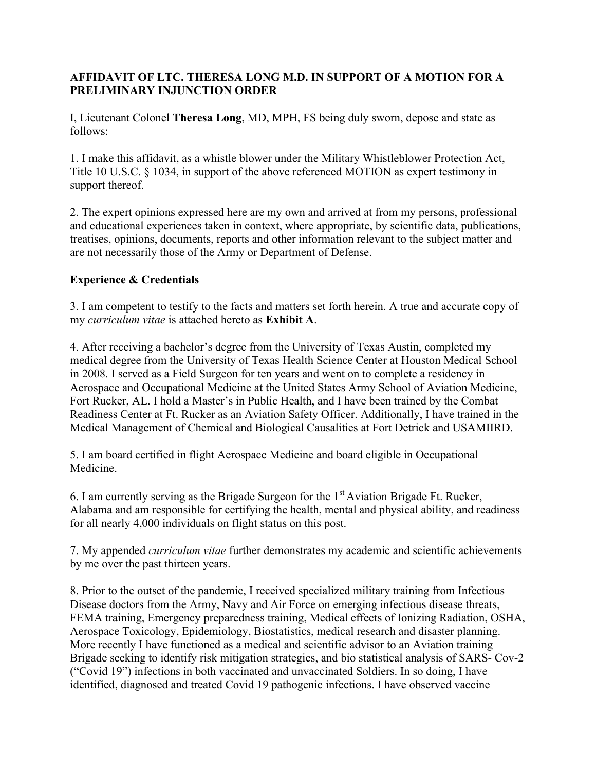**AFFIDAVIT OF LTC. THERESA LONG M.D. IN SUPPORT OF A MOTION FOR A PRELIMINARY INJUNCTION ORDER**

I, Lieutenant Colonel **Theresa Long**, MD, MPH, FS being duly sworn, depose and state as follows:

1. I make this affidavit, as a whistle blower under the Military Whistleblower Protection Act, Title 10 U.S.C. § 1034, in support of the above referenced MOTION as expert testimony in support thereof.

2. The expert opinions expressed here are my own and arrived at from my persons, professional and educational experiences taken in context, where appropriate, by scientific data, publications, treatises, opinions, documents, reports and other information relevant to the subject matter and are not necessarily those of the Army or Department of Defense.

**Experience & Credentials**

3. I am competent to testify to the facts and matters set forth herein. A true and accurate copy of my *curriculum vitae* is attached hereto as **Exhibit A**.

4. After receiving a bachelor's degree from the University of Texas Austin, completed my medical degree from the University of Texas Health Science Center at Houston Medical School in 2008. I served as a Field Surgeon for ten years and went on to complete a residency in Aerospace and Occupational Medicine at the United States Army School of Aviation Medicine, Fort Rucker, AL. I hold a Master's in Public Health, and I have been trained by the Combat Readiness Center at Ft. Rucker as an Aviation Safety Officer. Additionally, I have trained in the Medical Management of Chemical and Biological Causalities at Fort Detrick and USAMIIRD.

5. I am board certified in flight Aerospace Medicine and board eligible in Occupational Medicine.

6. I am currently serving as the Brigade Surgeon for the 1st Aviation Brigade Ft. Rucker, Alabama and am responsible for certifying the health, mental and physical ability, and readiness for all nearly 4,000 individuals on flight status on this post.

7. My appended *curriculum vitae* further demonstrates my academic and scientific achievements by me over the past thirteen years.

8. Prior to the outset of the pandemic, I received specialized military training from Infectious Disease doctors from the Army, Navy and Air Force on emerging infectious disease threats, FEMA training, Emergency preparedness training, Medical effects of Ionizing Radiation, OSHA, Aerospace Toxicology, Epidemiology, Biostatistics, medical research and disaster planning. More recently I have functioned as a medical and scientific advisor to an Aviation training Brigade seeking to identify risk mitigation strategies, and bio statistical analysis of SARS- Cov-2 ("Covid 19") infections in both vaccinated and unvaccinated Soldiers. In so doing, I have identified, diagnosed and treated Covid 19 pathogenic infections. I have observed vaccine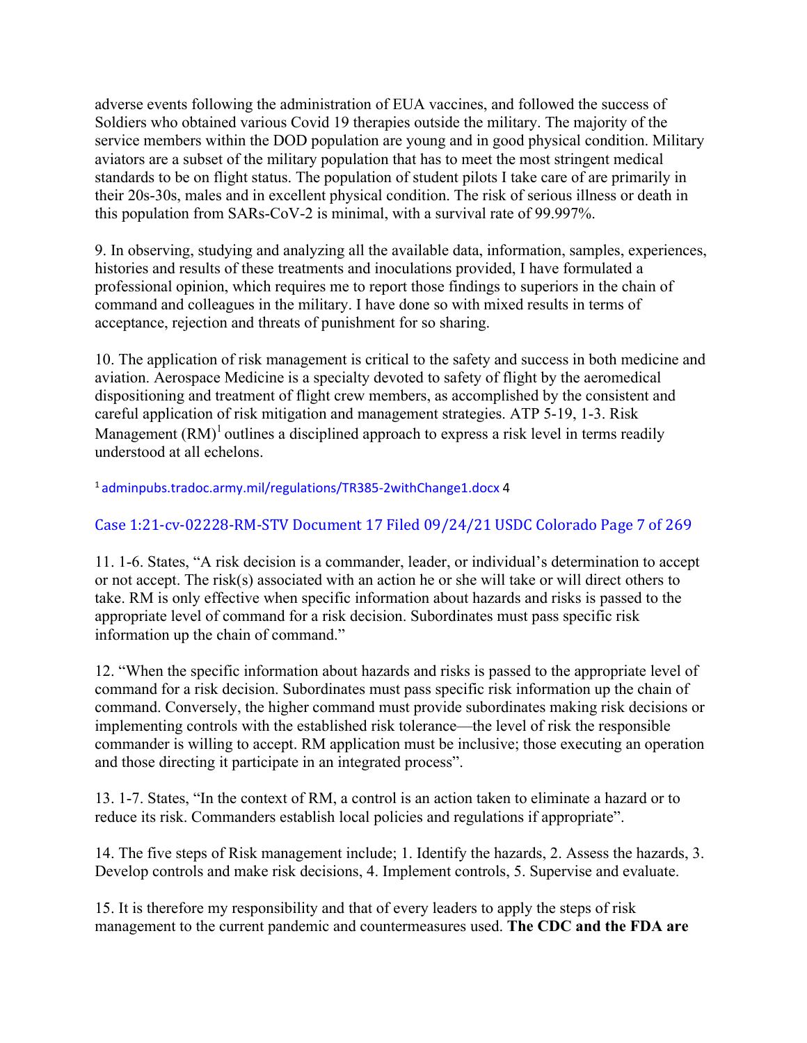adverse events following the administration of EUA vaccines, and followed the success of Soldiers who obtained various Covid 19 therapies outside the military. The majority of the service members within the DOD population are young and in good physical condition. Military aviators are a subset of the military population that has to meet the most stringent medical standards to be on flight status. The population of student pilots I take care of are primarily in their 20s-30s, males and in excellent physical condition. The risk of serious illness or death in this population from SARs-CoV-2 is minimal, with a survival rate of 99.997%.

9. In observing, studying and analyzing all the available data, information, samples, experiences, histories and results of these treatments and inoculations provided, I have formulated a professional opinion, which requires me to report those findings to superiors in the chain of command and colleagues in the military. I have done so with mixed results in terms of acceptance, rejection and threats of punishment for so sharing.

10. The application of risk management is critical to the safety and success in both medicine and aviation. Aerospace Medicine is a specialty devoted to safety of flight by the aeromedical dispositioning and treatment of flight crew members, as accomplished by the consistent and careful application of risk mitigation and management strategies. ATP 5-19, 1-3. Risk Management (RM)[1] outlines a disciplined approach to express a risk level in terms readily understood at all echelons.

[1] adminpubs.tradoc.army.mil/regulations/TR385-2withChange1.docx

11. 1-6. States, "A risk decision is a commander, leader, or individual's determination to accept or not accept. The risk(s) associated with an action he or she will take or will direct others to take. RM is only effective when specific information about hazards and risks is passed to the appropriate level of command for a risk decision. Subordinates must pass specific risk information up the chain of command."

12. "When the specific information about hazards and risks is passed to the appropriate level of command for a risk decision. Subordinates must pass specific risk information up the chain of command. Conversely, the higher command must provide subordinates making risk decisions or implementing controls with the established risk tolerance—the level of risk the responsible commander is willing to accept. RM application must be inclusive; those executing an operation and those directing it participate in an integrated process".

13. 1-7. States, "In the context of RM, a control is an action taken to eliminate a hazard or to reduce its risk. Commanders establish local policies and regulations if appropriate".

14. The five steps of Risk management include; 1. Identify the hazards, 2. Assess the hazards, 3. Develop controls and make risk decisions, 4. Implement controls, 5. Supervise and evaluate.

15. It is therefore my responsibility and that of every leaders to apply the steps of risk management to the current pandemic and countermeasures used. **The CDC and the FDA are**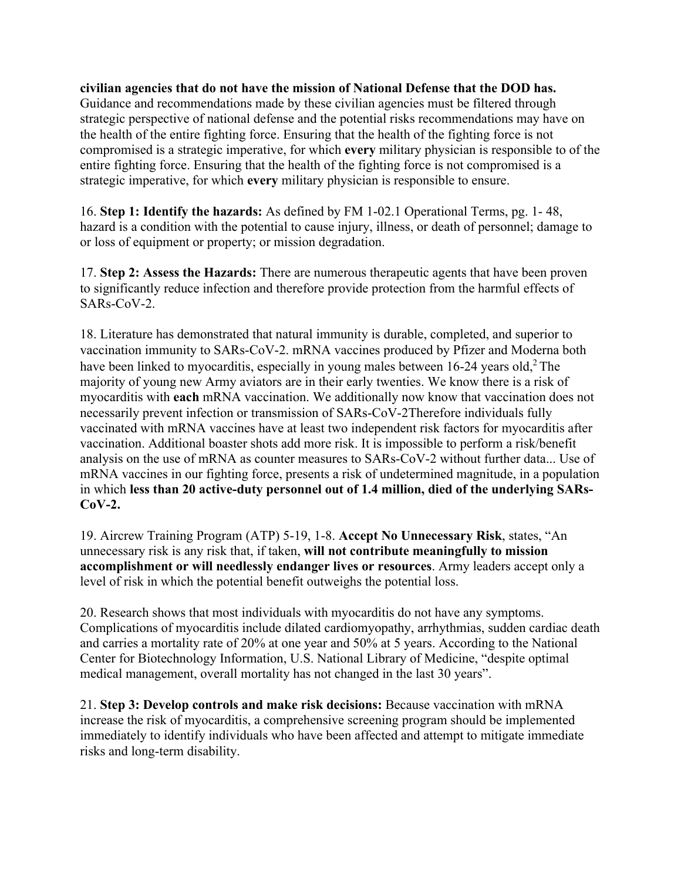**civilian agencies that do not have the mission of National Defense that the DOD has.** Guidance and recommendations made by these civilian agencies must be filtered through strategic perspective of national defense and the potential risks recommendations may have on the health of the entire fighting force. Ensuring that the health of the fighting force is not compromised is a strategic imperative, for which **every** military physician is responsible to of the entire fighting force. Ensuring that the health of the fighting force is not compromised is a strategic imperative, for which **every** military physician is responsible to ensure.

16. **Step 1: Identify the hazards:** As defined by FM 1-02.1 Operational Terms, pg. 1- 48, hazard is a condition with the potential to cause injury, illness, or death of personnel; damage to or loss of equipment or property; or mission degradation.

17. **Step 2: Assess the Hazards:** There are numerous therapeutic agents that have been proven to significantly reduce infection and therefore provide protection from the harmful effects of SARs-CoV-2.

18. Literature has demonstrated that natural immunity is durable, completed, and superior to vaccination immunity to SARs-CoV-2. mRNA vaccines produced by Pfizer and Moderna both have been linked to myocarditis, especially in young males between 16-24 years old,[2] The majority of young new Army aviators are in their early twenties. We know there is a risk of myocarditis with **each** mRNA vaccination. We additionally now know that vaccination does not necessarily prevent infection or transmission of SARs-CoV-2Therefore individuals fully vaccinated with mRNA vaccines have at least two independent risk factors for myocarditis after vaccination. Additional boaster shots add more risk. It is impossible to perform a risk/benefit analysis on the use of mRNA as counter measures to SARs-CoV-2 without further data... Use of mRNA vaccines in our fighting force, presents a risk of undetermined magnitude, in a population in which **less than 20 active-duty personnel out of 1.4 million, died of the underlying SARs-CoV-2.**

19. Aircrew Training Program (ATP) 5-19, 1-8. **Accept No Unnecessary Risk**, states, "An unnecessary risk is any risk that, if taken, **will not contribute meaningfully to mission accomplishment or will needlessly endanger lives or resources**. Army leaders accept only a level of risk in which the potential benefit outweighs the potential loss.

20. Research shows that most individuals with myocarditis do not have any symptoms. Complications of myocarditis include dilated cardiomyopathy, arrhythmias, sudden cardiac death and carries a mortality rate of 20% at one year and 50% at 5 years. According to the National Center for Biotechnology Information, U.S. National Library of Medicine, "despite optimal medical management, overall mortality has not changed in the last 30 years".

21. **Step 3: Develop controls and make risk decisions:** Because vaccination with mRNA increase the risk of myocarditis, a comprehensive screening program should be implemented immediately to identify individuals who have been affected and attempt to mitigate immediate risks and long-term disability.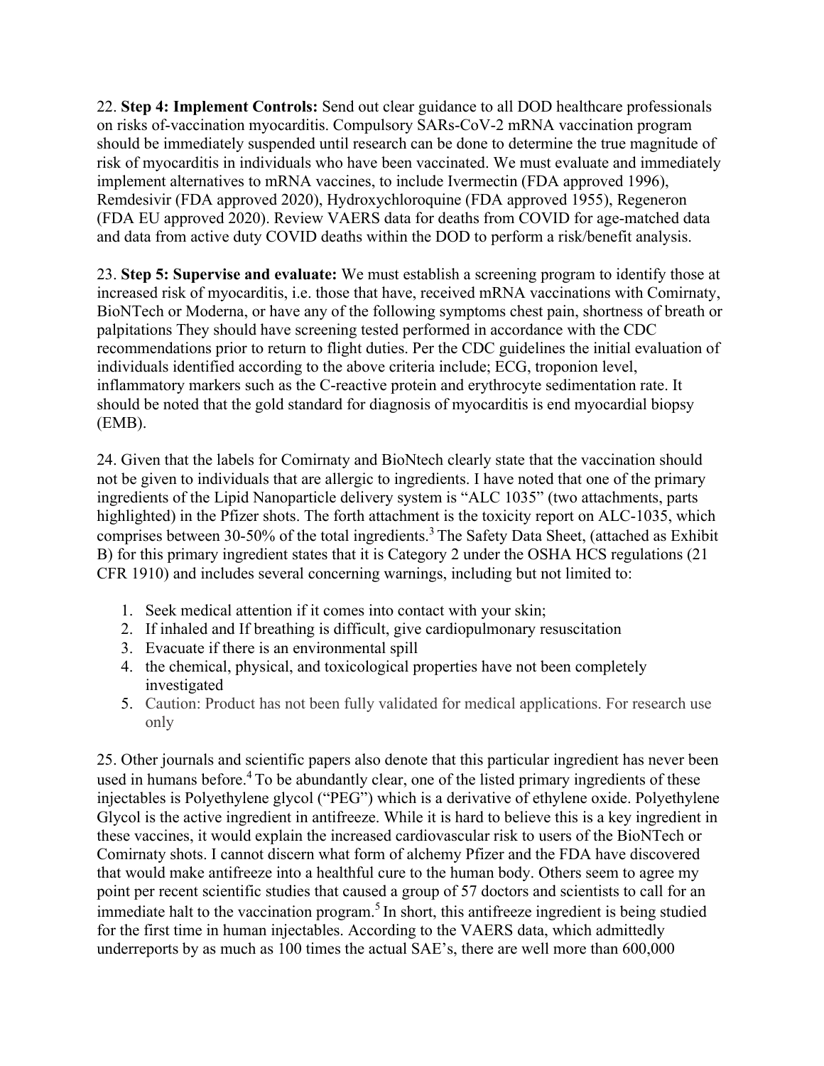22. **Step 4: Implement Controls:** Send out clear guidance to all DOD healthcare professionals on risks of-vaccination myocarditis. Compulsory SARs-CoV-2 mRNA vaccination program should be immediately suspended until research can be done to determine the true magnitude of risk of myocarditis in individuals who have been vaccinated. We must evaluate and immediately implement alternatives to mRNA vaccines, to include Ivermectin (FDA approved 1996), Remdesivir (FDA approved 2020), Hydroxychloroquine (FDA approved 1955), Regeneron (FDA EU approved 2020). Review VAERS data for deaths from COVID for age-matched data and data from active duty COVID deaths within the DOD to perform a risk/benefit analysis.

23. **Step 5: Supervise and evaluate:** We must establish a screening program to identify those at increased risk of myocarditis, i.e. those that have, received mRNA vaccinations with Comirnaty, BioNTech or Moderna, or have any of the following symptoms chest pain, shortness of breath or palpitations They should have screening tested performed in accordance with the CDC recommendations prior to return to flight duties. Per the CDC guidelines the initial evaluation of individuals identified according to the above criteria include; ECG, troponion level, inflammatory markers such as the C-reactive protein and erythrocyte sedimentation rate. It should be noted that the gold standard for diagnosis of myocarditis is end myocardial biopsy (EMB).

24. Given that the labels for Comirnaty and BioNtech clearly state that the vaccination should not be given to individuals that are allergic to ingredients. I have noted that one of the primary ingredients of the Lipid Nanoparticle delivery system is "ALC 1035" (two attachments, parts highlighted) in the Pfizer shots. The forth attachment is the toxicity report on ALC-1035, which comprises between 30-50% of the total ingredients.[3] The Safety Data Sheet, (attached as Exhibit B) for this primary ingredient states that it is Category 2 under the OSHA HCS regulations (21 CFR 1910) and includes several concerning warnings, including but not limited to:

1. Seek medical attention if it comes into contact with your skin;
2. If inhaled and If breathing is difficult, give cardiopulmonary resuscitation
3. Evacuate if there is an environmental spill
4. the chemical, physical, and toxicological properties have not been completely investigated
5. Caution: Product has not been fully validated for medical applications. For research use only

25. Other journals and scientific papers also denote that this particular ingredient has never been used in humans before.[4] To be abundantly clear, one of the listed primary ingredients of these injectables is Polyethylene glycol ("PEG") which is a derivative of ethylene oxide. Polyethylene Glycol is the active ingredient in antifreeze. While it is hard to believe this is a key ingredient in these vaccines, it would explain the increased cardiovascular risk to users of the BioNTech or Comirnaty shots. I cannot discern what form of alchemy Pfizer and the FDA have discovered that would make antifreeze into a healthful cure to the human body. Others seem to agree my point per recent scientific studies that caused a group of 57 doctors and scientists to call for an immediate halt to the vaccination program.[5] In short, this antifreeze ingredient is being studied for the first time in human injectables. According to the VAERS data, which admittedly underreports by as much as 100 times the actual SAE's, there are well more than 600,000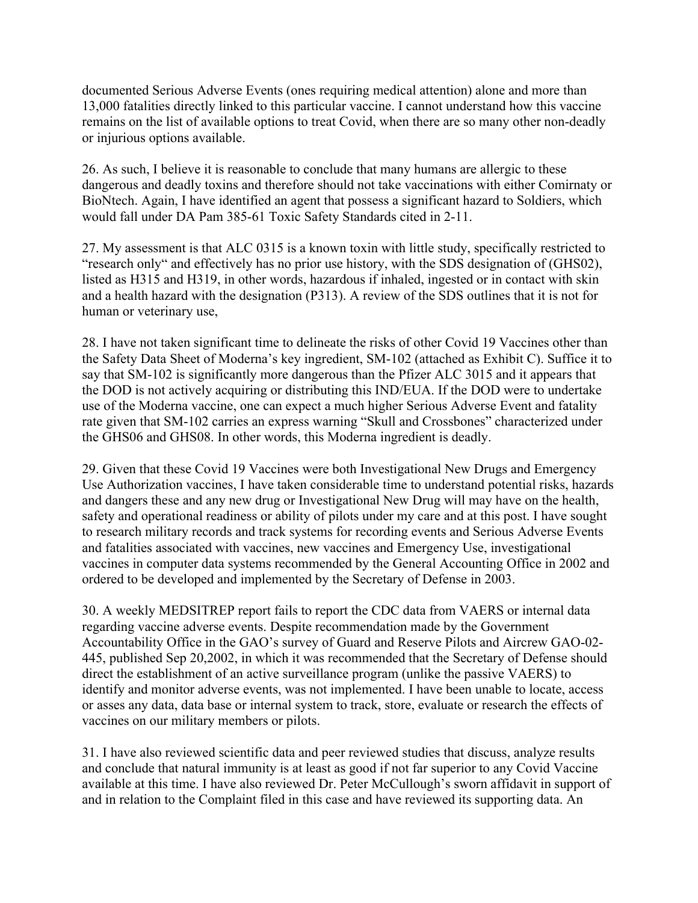documented Serious Adverse Events (ones requiring medical attention) alone and more than 13,000 fatalities directly linked to this particular vaccine. I cannot understand how this vaccine remains on the list of available options to treat Covid, when there are so many other non-deadly or injurious options available.

26. As such, I believe it is reasonable to conclude that many humans are allergic to these dangerous and deadly toxins and therefore should not take vaccinations with either Comirnaty or BioNtech. Again, I have identified an agent that possess a significant hazard to Soldiers, which would fall under DA Pam 385-61 Toxic Safety Standards cited in 2-11.

27. My assessment is that ALC 0315 is a known toxin with little study, specifically restricted to "research only" and effectively has no prior use history, with the SDS designation of (GHS02), listed as H315 and H319, in other words, hazardous if inhaled, ingested or in contact with skin and a health hazard with the designation (P313). A review of the SDS outlines that it is not for human or veterinary use,

28. I have not taken significant time to delineate the risks of other Covid 19 Vaccines other than the Safety Data Sheet of Moderna's key ingredient, SM-102 (attached as Exhibit C). Suffice it to say that SM-102 is significantly more dangerous than the Pfizer ALC 3015 and it appears that the DOD is not actively acquiring or distributing this IND/EUA. If the DOD were to undertake use of the Moderna vaccine, one can expect a much higher Serious Adverse Event and fatality rate given that SM-102 carries an express warning "Skull and Crossbones" characterized under the GHS06 and GHS08. In other words, this Moderna ingredient is deadly.

29. Given that these Covid 19 Vaccines were both Investigational New Drugs and Emergency Use Authorization vaccines, I have taken considerable time to understand potential risks, hazards and dangers these and any new drug or Investigational New Drug will may have on the health, safety and operational readiness or ability of pilots under my care and at this post. I have sought to research military records and track systems for recording events and Serious Adverse Events and fatalities associated with vaccines, new vaccines and Emergency Use, investigational vaccines in computer data systems recommended by the General Accounting Office in 2002 and ordered to be developed and implemented by the Secretary of Defense in 2003.

30. A weekly MEDSITREP report fails to report the CDC data from VAERS or internal data regarding vaccine adverse events. Despite recommendation made by the Government Accountability Office in the GAO's survey of Guard and Reserve Pilots and Aircrew GAO-02-445, published Sep 20,2002, in which it was recommended that the Secretary of Defense should direct the establishment of an active surveillance program (unlike the passive VAERS) to identify and monitor adverse events, was not implemented. I have been unable to locate, access or asses any data, data base or internal system to track, store, evaluate or research the effects of vaccines on our military members or pilots.

31. I have also reviewed scientific data and peer reviewed studies that discuss, analyze results and conclude that natural immunity is at least as good if not far superior to any Covid Vaccine available at this time. I have also reviewed Dr. Peter McCullough's sworn affidavit in support of and in relation to the Complaint filed in this case and have reviewed its supporting data. An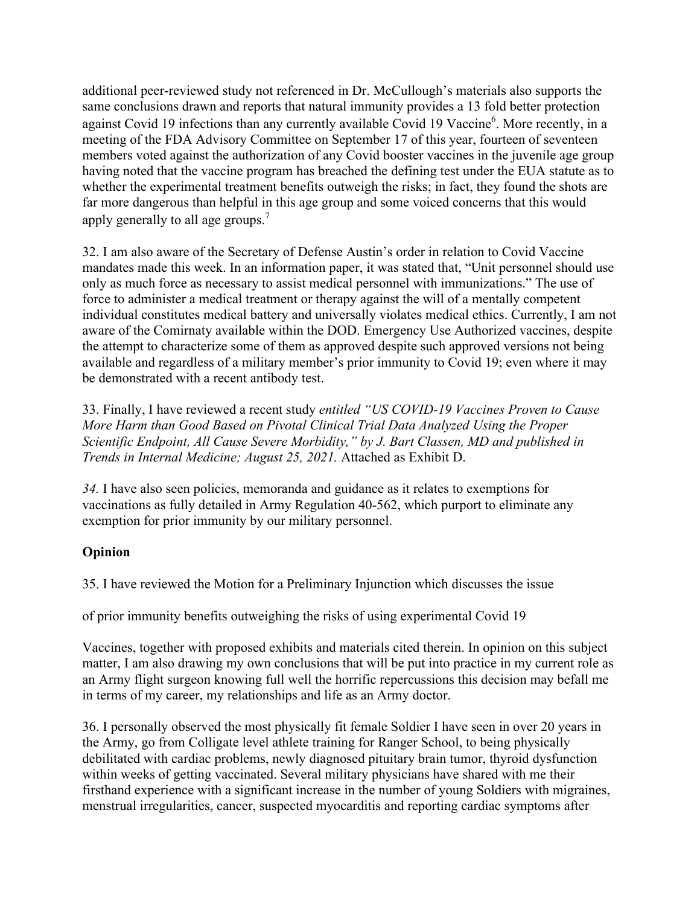additional peer-reviewed study not referenced in Dr. McCullough's materials also supports the same conclusions drawn and reports that natural immunity provides a 13 fold better protection against Covid 19 infections than any currently available Covid 19 Vaccine[6]. More recently, in a meeting of the FDA Advisory Committee on September 17 of this year, fourteen of seventeen members voted against the authorization of any Covid booster vaccines in the juvenile age group having noted that the vaccine program has breached the defining test under the EUA statute as to whether the experimental treatment benefits outweigh the risks; in fact, they found the shots are far more dangerous than helpful in this age group and some voiced concerns that this would apply generally to all age groups.[7]

32. I am also aware of the Secretary of Defense Austin's order in relation to Covid Vaccine mandates made this week. In an information paper, it was stated that, "Unit personnel should use only as much force as necessary to assist medical personnel with immunizations." The use of force to administer a medical treatment or therapy against the will of a mentally competent individual constitutes medical battery and universally violates medical ethics. Currently, I am not aware of the Comirnaty available within the DOD. Emergency Use Authorized vaccines, despite the attempt to characterize some of them as approved despite such approved versions not being available and regardless of a military member's prior immunity to Covid 19; even where it may be demonstrated with a recent antibody test.

33. Finally, I have reviewed a recent study *entitled "US COVID-19 Vaccines Proven to Cause More Harm than Good Based on Pivotal Clinical Trial Data Analyzed Using the Proper Scientific Endpoint, All Cause Severe Morbidity," by J. Bart Classen, MD and published in Trends in Internal Medicine; August 25, 2021.* Attached as Exhibit D.

*34.* I have also seen policies, memoranda and guidance as it relates to exemptions for vaccinations as fully detailed in Army Regulation 40-562, which purport to eliminate any exemption for prior immunity by our military personnel.

**Opinion**

35. I have reviewed the Motion for a Preliminary Injunction which discusses the issue

of prior immunity benefits outweighing the risks of using experimental Covid 19

Vaccines, together with proposed exhibits and materials cited therein. In opinion on this subject matter, I am also drawing my own conclusions that will be put into practice in my current role as an Army flight surgeon knowing full well the horrific repercussions this decision may befall me in terms of my career, my relationships and life as an Army doctor.

36. I personally observed the most physically fit female Soldier I have seen in over 20 years in the Army, go from Colligate level athlete training for Ranger School, to being physically debilitated with cardiac problems, newly diagnosed pituitary brain tumor, thyroid dysfunction within weeks of getting vaccinated. Several military physicians have shared with me their firsthand experience with a significant increase in the number of young Soldiers with migraines, menstrual irregularities, cancer, suspected myocarditis and reporting cardiac symptoms after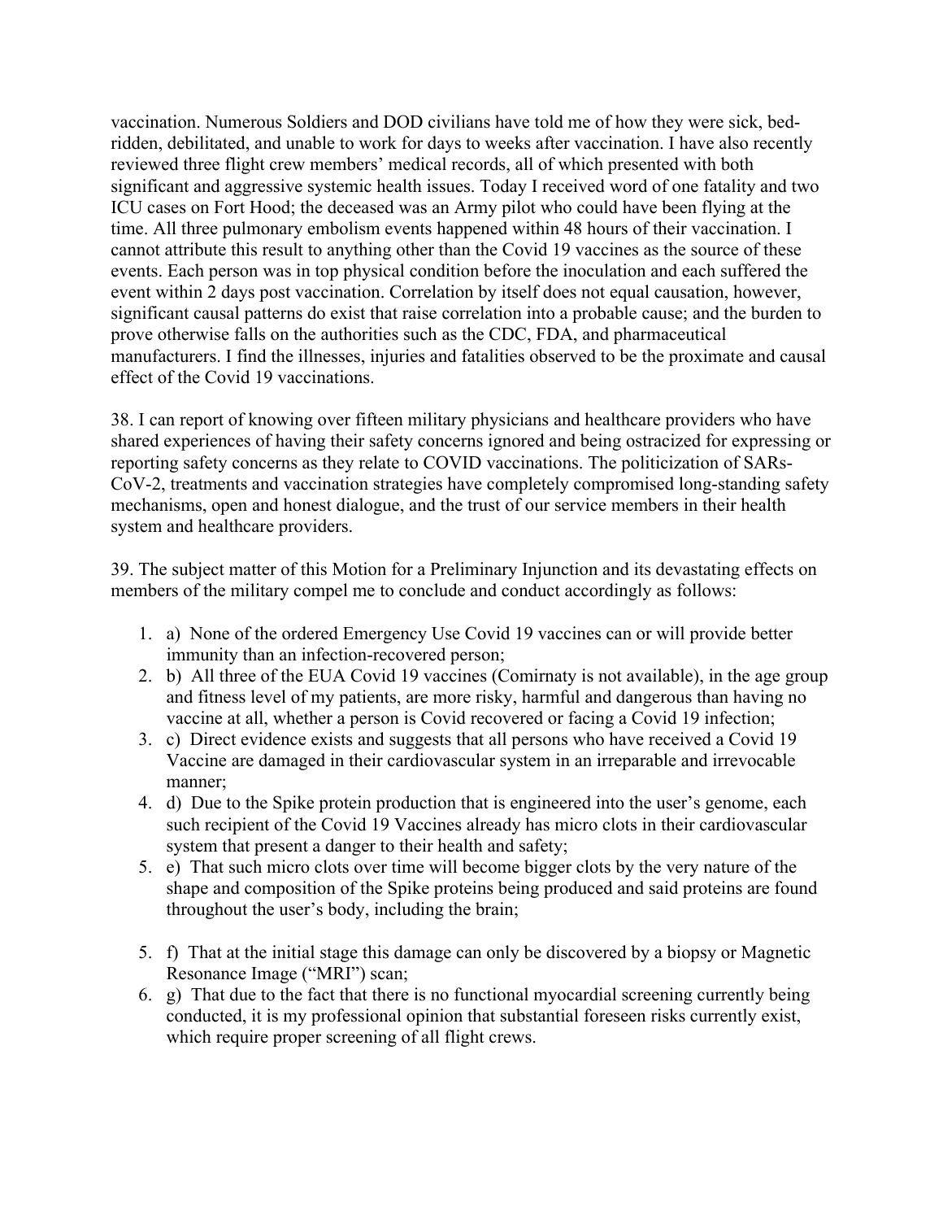vaccination. Numerous Soldiers and DOD civilians have told me of how they were sick, bed-ridden, debilitated, and unable to work for days to weeks after vaccination. I have also recently reviewed three flight crew members' medical records, all of which presented with both significant and aggressive systemic health issues. Today I received word of one fatality and two ICU cases on Fort Hood; the deceased was an Army pilot who could have been flying at the time. All three pulmonary embolism events happened within 48 hours of their vaccination. I cannot attribute this result to anything other than the Covid 19 vaccines as the source of these events. Each person was in top physical condition before the inoculation and each suffered the event within 2 days post vaccination. Correlation by itself does not equal causation, however, significant causal patterns do exist that raise correlation into a probable cause; and the burden to prove otherwise falls on the authorities such as the CDC, FDA, and pharmaceutical manufacturers. I find the illnesses, injuries and fatalities observed to be the proximate and causal effect of the Covid 19 vaccinations.

38. I can report of knowing over fifteen military physicians and healthcare providers who have shared experiences of having their safety concerns ignored and being ostracized for expressing or reporting safety concerns as they relate to COVID vaccinations. The politicization of SARs-CoV-2, treatments and vaccination strategies have completely compromised long-standing safety mechanisms, open and honest dialogue, and the trust of our service members in their health system and healthcare providers.

39. The subject matter of this Motion for a Preliminary Injunction and its devastating effects on members of the military compel me to conclude and conduct accordingly as follows:

1. a) None of the ordered Emergency Use Covid 19 vaccines can or will provide better immunity than an infection-recovered person;
2. b) All three of the EUA Covid 19 vaccines (Comirnaty is not available), in the age group and fitness level of my patients, are more risky, harmful and dangerous than having no vaccine at all, whether a person is Covid recovered or facing a Covid 19 infection;
3. c) Direct evidence exists and suggests that all persons who have received a Covid 19 Vaccine are damaged in their cardiovascular system in an irreparable and irrevocable manner;
4. d) Due to the Spike protein production that is engineered into the user's genome, each such recipient of the Covid 19 Vaccines already has micro clots in their cardiovascular system that present a danger to their health and safety;
5. e) That such micro clots over time will become bigger clots by the very nature of the shape and composition of the Spike proteins being produced and said proteins are found throughout the user's body, including the brain;

5. f) That at the initial stage this damage can only be discovered by a biopsy or Magnetic Resonance Image ("MRI") scan;
6. g) That due to the fact that there is no functional myocardial screening currently being conducted, it is my professional opinion that substantial foreseen risks currently exist, which require proper screening of all flight crews.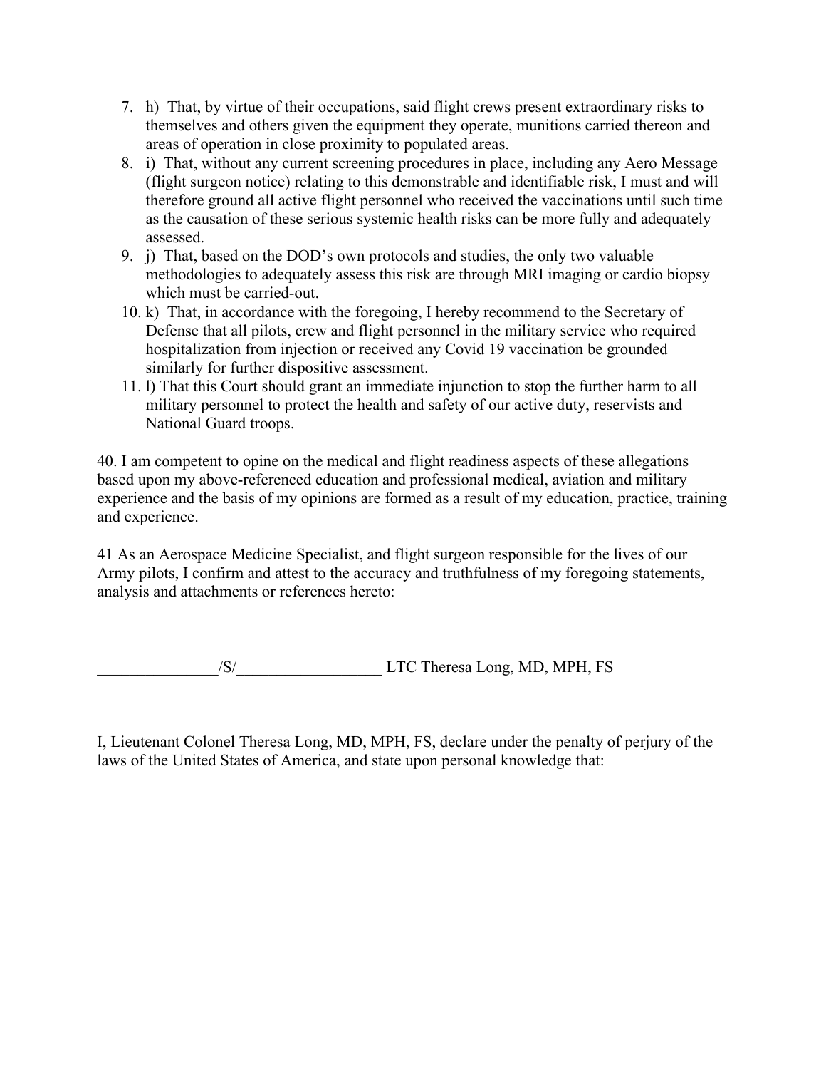7. h) That, by virtue of their occupations, said flight crews present extraordinary risks to themselves and others given the equipment they operate, munitions carried thereon and areas of operation in close proximity to populated areas.
8. i) That, without any current screening procedures in place, including any Aero Message (flight surgeon notice) relating to this demonstrable and identifiable risk, I must and will therefore ground all active flight personnel who received the vaccinations until such time as the causation of these serious systemic health risks can be more fully and adequately assessed.
9. j) That, based on the DOD's own protocols and studies, the only two valuable methodologies to adequately assess this risk are through MRI imaging or cardio biopsy which must be carried-out.
10. k) That, in accordance with the foregoing, I hereby recommend to the Secretary of Defense that all pilots, crew and flight personnel in the military service who required hospitalization from injection or received any Covid 19 vaccination be grounded similarly for further dispositive assessment.
11. l) That this Court should grant an immediate injunction to stop the further harm to all military personnel to protect the health and safety of our active duty, reservists and National Guard troops.

40. I am competent to opine on the medical and flight readiness aspects of these allegations based upon my above-referenced education and professional medical, aviation and military experience and the basis of my opinions are formed as a result of my education, practice, training and experience.

41 As an Aerospace Medicine Specialist, and flight surgeon responsible for the lives of our Army pilots, I confirm and attest to the accuracy and truthfulness of my foregoing statements, analysis and attachments or references hereto:

_______________/S/__________________ LTC Theresa Long, MD, MPH, FS

I, Lieutenant Colonel Theresa Long, MD, MPH, FS, declare under the penalty of perjury of the laws of the United States of America, and state upon personal knowledge that: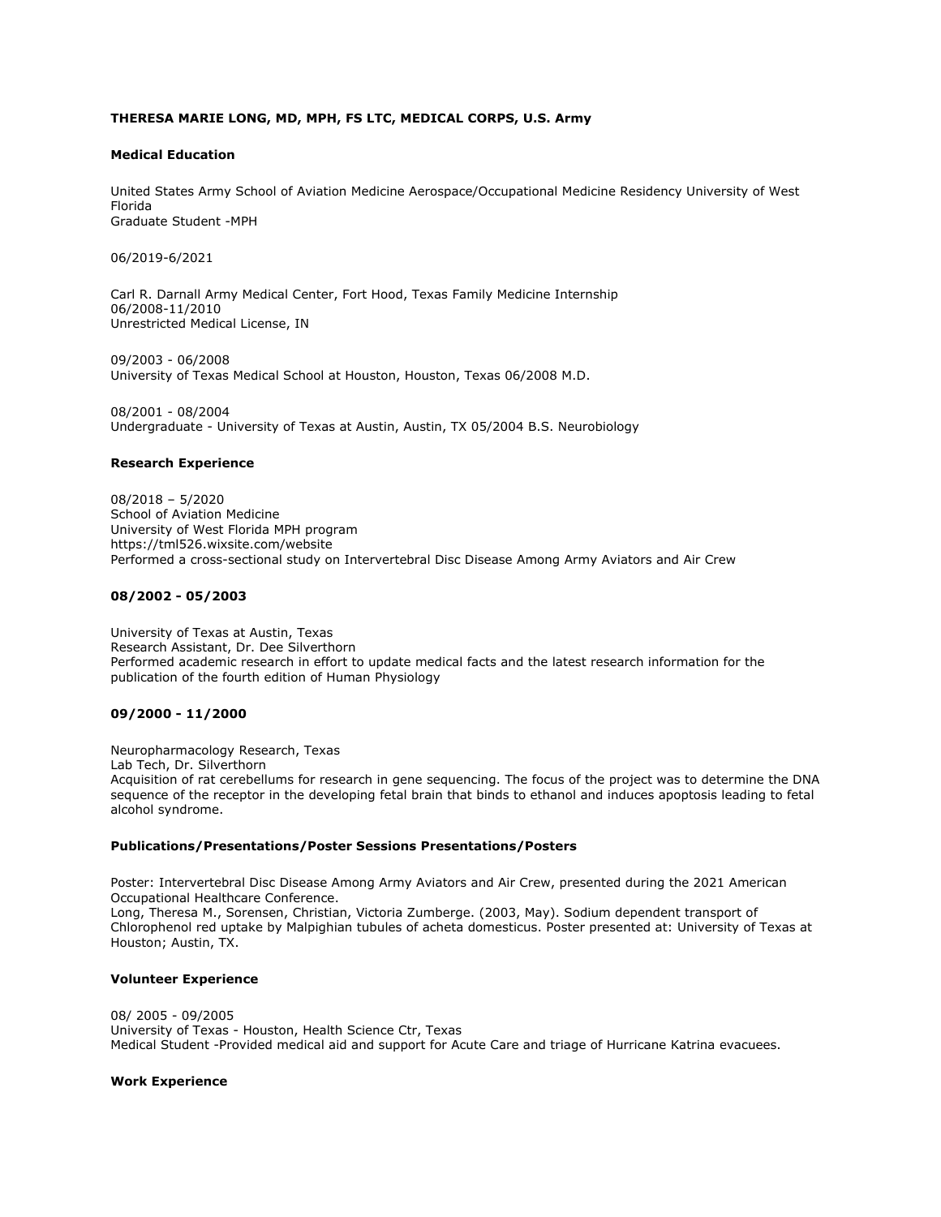**THERESA MARIE LONG, MD, MPH, FS LTC, MEDICAL CORPS, U.S. Army**

**Medical Education**

United States Army School of Aviation Medicine Aerospace/Occupational Medicine Residency University of West Florida
Graduate Student -MPH

06/2019-6/2021

Carl R. Darnall Army Medical Center, Fort Hood, Texas Family Medicine Internship
06/2008-11/2010
Unrestricted Medical License, IN

09/2003 - 06/2008
University of Texas Medical School at Houston, Houston, Texas 06/2008 M.D.

08/2001 - 08/2004
Undergraduate - University of Texas at Austin, Austin, TX 05/2004 B.S. Neurobiology

**Research Experience**

08/2018 – 5/2020
School of Aviation Medicine
University of West Florida MPH program
https://tml526.wixsite.com/website
Performed a cross-sectional study on Intervertebral Disc Disease Among Army Aviators and Air Crew

**08/2002 - 05/2003**

University of Texas at Austin, Texas
Research Assistant, Dr. Dee Silverthorn
Performed academic research in effort to update medical facts and the latest research information for the publication of the fourth edition of Human Physiology

**09/2000 - 11/2000**

Neuropharmacology Research, Texas
Lab Tech, Dr. Silverthorn
Acquisition of rat cerebellums for research in gene sequencing. The focus of the project was to determine the DNA sequence of the receptor in the developing fetal brain that binds to ethanol and induces apoptosis leading to fetal alcohol syndrome.

**Publications/Presentations/Poster Sessions Presentations/Posters**

Poster: Intervertebral Disc Disease Among Army Aviators and Air Crew, presented during the 2021 American Occupational Healthcare Conference.
Long, Theresa M., Sorensen, Christian, Victoria Zumberge. (2003, May). Sodium dependent transport of Chlorophenol red uptake by Malpighian tubules of acheta domesticus. Poster presented at: University of Texas at Houston; Austin, TX.

**Volunteer Experience**

08/ 2005 - 09/2005
University of Texas - Houston, Health Science Ctr, Texas
Medical Student -Provided medical aid and support for Acute Care and triage of Hurricane Katrina evacuees.

**Work Experience**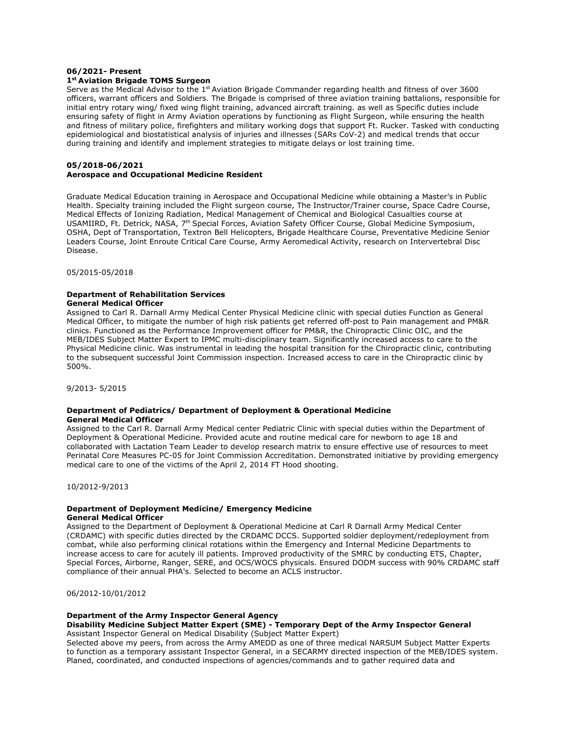**06/2021- Present**
**1st Aviation Brigade TOMS Surgeon**
Serve as the Medical Advisor to the 1st Aviation Brigade Commander regarding health and fitness of over 3600 officers, warrant officers and Soldiers. The Brigade is comprised of three aviation training battalions, responsible for initial entry rotary wing/ fixed wing flight training, advanced aircraft training. as well as Specific duties include ensuring safety of flight in Army Aviation operations by functioning as Flight Surgeon, while ensuring the health and fitness of military police, firefighters and military working dogs that support Ft. Rucker. Tasked with conducting epidemiological and biostatistical analysis of injuries and illnesses (SARs CoV-2) and medical trends that occur during training and identify and implement strategies to mitigate delays or lost training time.

**05/2018-06/2021**
**Aerospace and Occupational Medicine Resident**

Graduate Medical Education training in Aerospace and Occupational Medicine while obtaining a Master's in Public Health. Specialty training included the Flight surgeon course, The Instructor/Trainer course, Space Cadre Course, Medical Effects of Ionizing Radiation, Medical Management of Chemical and Biological Casualties course at USAMIIRD, Ft. Detrick, NASA, 7th Special Forces, Aviation Safety Officer Course, Global Medicine Symposium, OSHA, Dept of Transportation, Textron Bell Helicopters, Brigade Healthcare Course, Preventative Medicine Senior Leaders Course, Joint Enroute Critical Care Course, Army Aeromedical Activity, research on Intervertebral Disc Disease.

05/2015-05/2018

**Department of Rehabilitation Services**
**General Medical Officer**
Assigned to Carl R. Darnall Army Medical Center Physical Medicine clinic with special duties Function as General Medical Officer, to mitigate the number of high risk patients get referred off-post to Pain management and PM&R clinics. Functioned as the Performance Improvement officer for PM&R, the Chiropractic Clinic OIC, and the MEB/IDES Subject Matter Expert to IPMC multi-disciplinary team. Significantly increased access to care to the Physical Medicine clinic. Was instrumental in leading the hospital transition for the Chiropractic clinic, contributing to the subsequent successful Joint Commission inspection. Increased access to care in the Chiropractic clinic by 500%.

9/2013- 5/2015

**Department of Pediatrics/ Department of Deployment & Operational Medicine**
**General Medical Officer**
Assigned to the Carl R. Darnall Army Medical center Pediatric Clinic with special duties within the Department of Deployment & Operational Medicine. Provided acute and routine medical care for newborn to age 18 and collaborated with Lactation Team Leader to develop research matrix to ensure effective use of resources to meet Perinatal Core Measures PC-05 for Joint Commission Accreditation. Demonstrated initiative by providing emergency medical care to one of the victims of the April 2, 2014 FT Hood shooting.

10/2012-9/2013

**Department of Deployment Medicine/ Emergency Medicine**
**General Medical Officer**
Assigned to the Department of Deployment & Operational Medicine at Carl R Darnall Army Medical Center (CRDAMC) with specific duties directed by the CRDAMC DCCS. Supported soldier deployment/redeployment from combat, while also performing clinical rotations within the Emergency and Internal Medicine Departments to increase access to care for acutely ill patients. Improved productivity of the SMRC by conducting ETS, Chapter, Special Forces, Airborne, Ranger, SERE, and OCS/WOCS physicals. Ensured DODM success with 90% CRDAMC staff compliance of their annual PHA's. Selected to become an ACLS instructor.

06/2012-10/01/2012

**Department of the Army Inspector General Agency**
**Disability Medicine Subject Matter Expert (SME) - Temporary Dept of the Army Inspector General**
Assistant Inspector General on Medical Disability (Subject Matter Expert)
Selected above my peers, from across the Army AMEDD as one of three medical NARSUM Subject Matter Experts to function as a temporary assistant Inspector General, in a SECARMY directed inspection of the MEB/IDES system. Planed, coordinated, and conducted inspections of agencies/commands and to gather required data and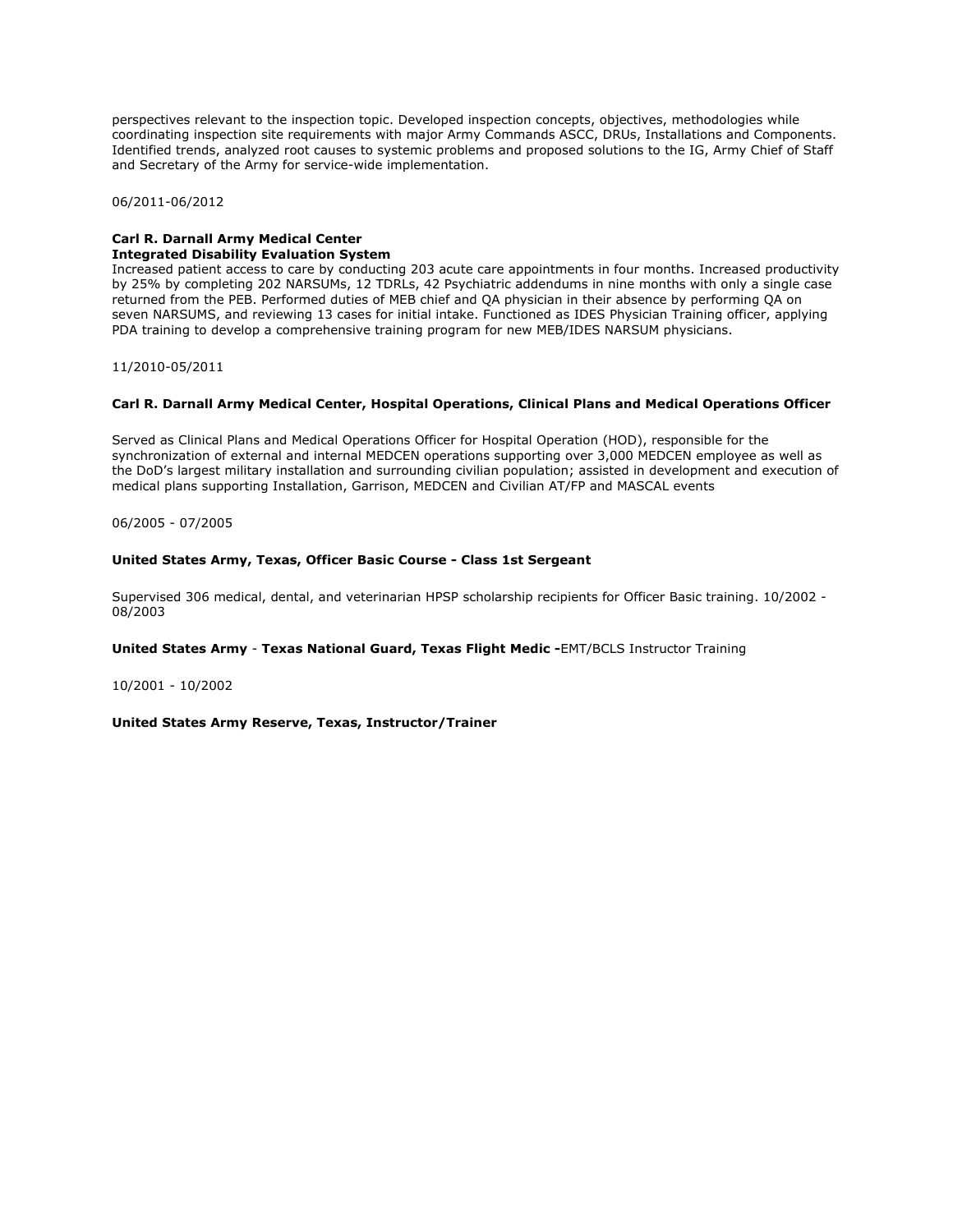perspectives relevant to the inspection topic. Developed inspection concepts, objectives, methodologies while coordinating inspection site requirements with major Army Commands ASCC, DRUs, Installations and Components. Identified trends, analyzed root causes to systemic problems and proposed solutions to the IG, Army Chief of Staff and Secretary of the Army for service-wide implementation.

06/2011-06/2012

**Carl R. Darnall Army Medical Center**
**Integrated Disability Evaluation System**
Increased patient access to care by conducting 203 acute care appointments in four months. Increased productivity by 25% by completing 202 NARSUMs, 12 TDRLs, 42 Psychiatric addendums in nine months with only a single case returned from the PEB. Performed duties of MEB chief and QA physician in their absence by performing QA on seven NARSUMS, and reviewing 13 cases for initial intake. Functioned as IDES Physician Training officer, applying PDA training to develop a comprehensive training program for new MEB/IDES NARSUM physicians.

11/2010-05/2011

**Carl R. Darnall Army Medical Center, Hospital Operations, Clinical Plans and Medical Operations Officer**

Served as Clinical Plans and Medical Operations Officer for Hospital Operation (HOD), responsible for the synchronization of external and internal MEDCEN operations supporting over 3,000 MEDCEN employee as well as the DoD's largest military installation and surrounding civilian population; assisted in development and execution of medical plans supporting Installation, Garrison, MEDCEN and Civilian AT/FP and MASCAL events

06/2005 - 07/2005

**United States Army, Texas, Officer Basic Course - Class 1st Sergeant**

Supervised 306 medical, dental, and veterinarian HPSP scholarship recipients for Officer Basic training. 10/2002 - 08/2003

**United States Army** - **Texas National Guard, Texas Flight Medic -**EMT/BCLS Instructor Training

10/2001 - 10/2002

**United States Army Reserve, Texas, Instructor/Trainer**